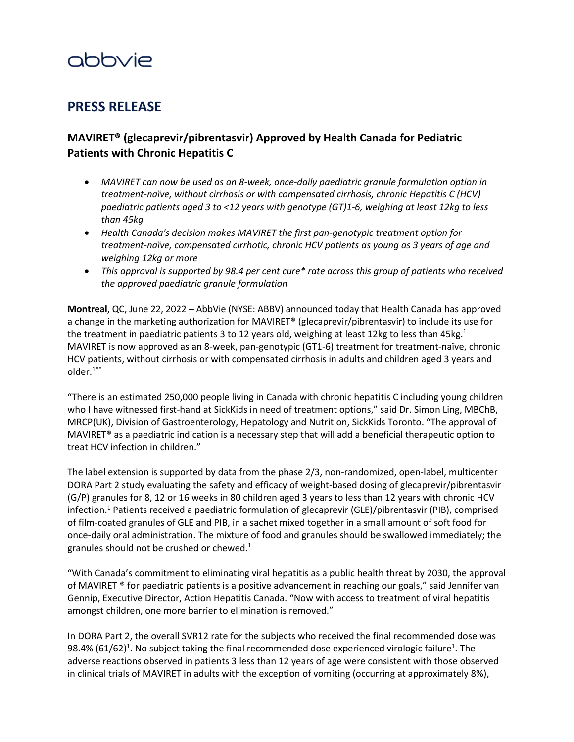abbvie

# PRESS RELEASE

## MAVIRET® (glecaprevir/pibrentasvir) Approved by Health Canada for Pediatric Patients with Chronic Hepatitis C

- *MAVIRET can now be used as an 8-week, once-daily paediatric granule formulation option in treatment-naïve, without cirrhosis or with compensated cirrhosis, chronic Hepatitis C (HCV) paediatric patients aged 3 to <12 years with genotype (GT)1-6, weighing at least 12kg to less than 45kg*
- *Health Canada's decision makes MAVIRET the first pan-genotypic treatment option for treatment-naïve, compensated cirrhotic, chronic HCV patients as young as 3 years of age and weighing 12kg or more*
- *This approval is supported by 98.4 per cent cure* rate across this group of patients who received the approved paediatric granule formulation*

**Montreal**, QC, June 22, 2022 – AbbVie (NYSE: ABBV) announced today that Health Canada has approved a change in the marketing authorization for MAVIRET® (glecaprevir/pibrentasvir) to include its use for the treatment in paediatric patients 3 to 12 years old, weighing at least 12kg to less than 45kg.[1] MAVIRET is now approved as an 8-week, pan-genotypic (GT1-6) treatment for treatment-naïve, chronic HCV patients, without cirrhosis or with compensated cirrhosis in adults and children aged 3 years and older.[1**]

"There is an estimated 250,000 people living in Canada with chronic hepatitis C including young children who I have witnessed first-hand at SickKids in need of treatment options," said Dr. Simon Ling, MBChB, MRCP(UK), Division of Gastroenterology, Hepatology and Nutrition, SickKids Toronto. "The approval of MAVIRET® as a paediatric indication is a necessary step that will add a beneficial therapeutic option to treat HCV infection in children."

The label extension is supported by data from the phase 2/3, non-randomized, open-label, multicenter DORA Part 2 study evaluating the safety and efficacy of weight-based dosing of glecaprevir/pibrentasvir (G/P) granules for 8, 12 or 16 weeks in 80 children aged 3 years to less than 12 years with chronic HCV infection.[1] Patients received a paediatric formulation of glecaprevir (GLE)/pibrentasvir (PIB), comprised of film-coated granules of GLE and PIB, in a sachet mixed together in a small amount of soft food for once-daily oral administration. The mixture of food and granules should be swallowed immediately; the granules should not be crushed or chewed.[1]

"With Canada's commitment to eliminating viral hepatitis as a public health threat by 2030, the approval of MAVIRET ® for paediatric patients is a positive advancement in reaching our goals," said Jennifer van Gennip, Executive Director, Action Hepatitis Canada. "Now with access to treatment of viral hepatitis amongst children, one more barrier to elimination is removed."

In DORA Part 2, the overall SVR12 rate for the subjects who received the final recommended dose was 98.4% (61/62)[1]. No subject taking the final recommended dose experienced virologic failure[1]. The adverse reactions observed in patients 3 less than 12 years of age were consistent with those observed in clinical trials of MAVIRET in adults with the exception of vomiting (occurring at approximately 8%),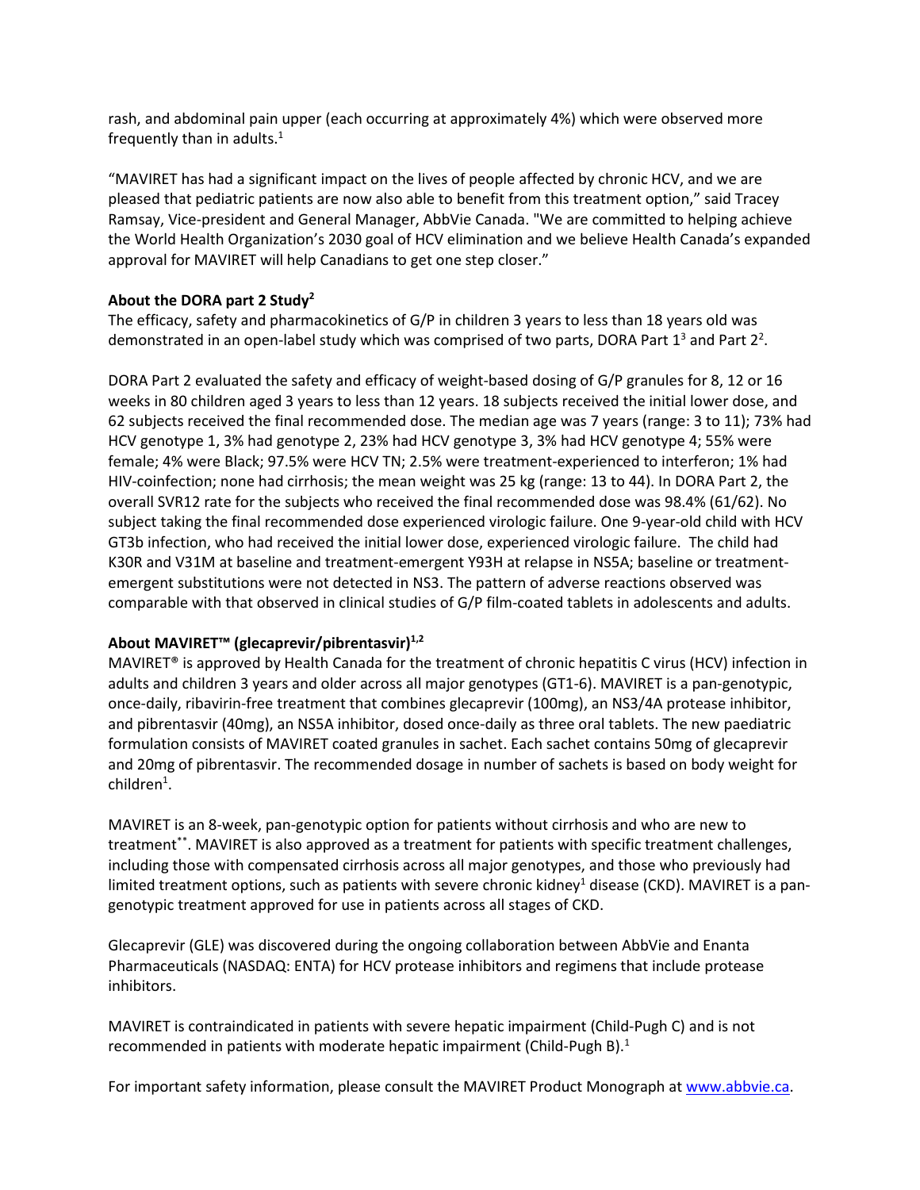rash, and abdominal pain upper (each occurring at approximately 4%) which were observed more frequently than in adults.[1]

"MAVIRET has had a significant impact on the lives of people affected by chronic HCV, and we are pleased that pediatric patients are now also able to benefit from this treatment option," said Tracey Ramsay, Vice-president and General Manager, AbbVie Canada. "We are committed to helping achieve the World Health Organization's 2030 goal of HCV elimination and we believe Health Canada's expanded approval for MAVIRET will help Canadians to get one step closer."

**About the DORA part 2 Study[2]**

The efficacy, safety and pharmacokinetics of G/P in children 3 years to less than 18 years old was demonstrated in an open-label study which was comprised of two parts, DORA Part 1[3] and Part 2[2].

DORA Part 2 evaluated the safety and efficacy of weight-based dosing of G/P granules for 8, 12 or 16 weeks in 80 children aged 3 years to less than 12 years. 18 subjects received the initial lower dose, and 62 subjects received the final recommended dose. The median age was 7 years (range: 3 to 11); 73% had HCV genotype 1, 3% had genotype 2, 23% had HCV genotype 3, 3% had HCV genotype 4; 55% were female; 4% were Black; 97.5% were HCV TN; 2.5% were treatment-experienced to interferon; 1% had HIV-coinfection; none had cirrhosis; the mean weight was 25 kg (range: 13 to 44). In DORA Part 2, the overall SVR12 rate for the subjects who received the final recommended dose was 98.4% (61/62). No subject taking the final recommended dose experienced virologic failure. One 9-year-old child with HCV GT3b infection, who had received the initial lower dose, experienced virologic failure. The child had K30R and V31M at baseline and treatment-emergent Y93H at relapse in NS5A; baseline or treatment-emergent substitutions were not detected in NS3. The pattern of adverse reactions observed was comparable with that observed in clinical studies of G/P film-coated tablets in adolescents and adults.

**About MAVIRET™ (glecaprevir/pibrentasvir)[1,2]**

MAVIRET® is approved by Health Canada for the treatment of chronic hepatitis C virus (HCV) infection in adults and children 3 years and older across all major genotypes (GT1-6). MAVIRET is a pan-genotypic, once-daily, ribavirin-free treatment that combines glecaprevir (100mg), an NS3/4A protease inhibitor, and pibrentasvir (40mg), an NS5A inhibitor, dosed once-daily as three oral tablets. The new paediatric formulation consists of MAVIRET coated granules in sachet. Each sachet contains 50mg of glecaprevir and 20mg of pibrentasvir. The recommended dosage in number of sachets is based on body weight for children[1].

MAVIRET is an 8-week, pan-genotypic option for patients without cirrhosis and who are new to treatment[**]. MAVIRET is also approved as a treatment for patients with specific treatment challenges, including those with compensated cirrhosis across all major genotypes, and those who previously had limited treatment options, such as patients with severe chronic kidney[1] disease (CKD). MAVIRET is a pan-genotypic treatment approved for use in patients across all stages of CKD.

Glecaprevir (GLE) was discovered during the ongoing collaboration between AbbVie and Enanta Pharmaceuticals (NASDAQ: ENTA) for HCV protease inhibitors and regimens that include protease inhibitors.

MAVIRET is contraindicated in patients with severe hepatic impairment (Child-Pugh C) and is not recommended in patients with moderate hepatic impairment (Child-Pugh B).[1]

For important safety information, please consult the MAVIRET Product Monograph at www.abbvie.ca.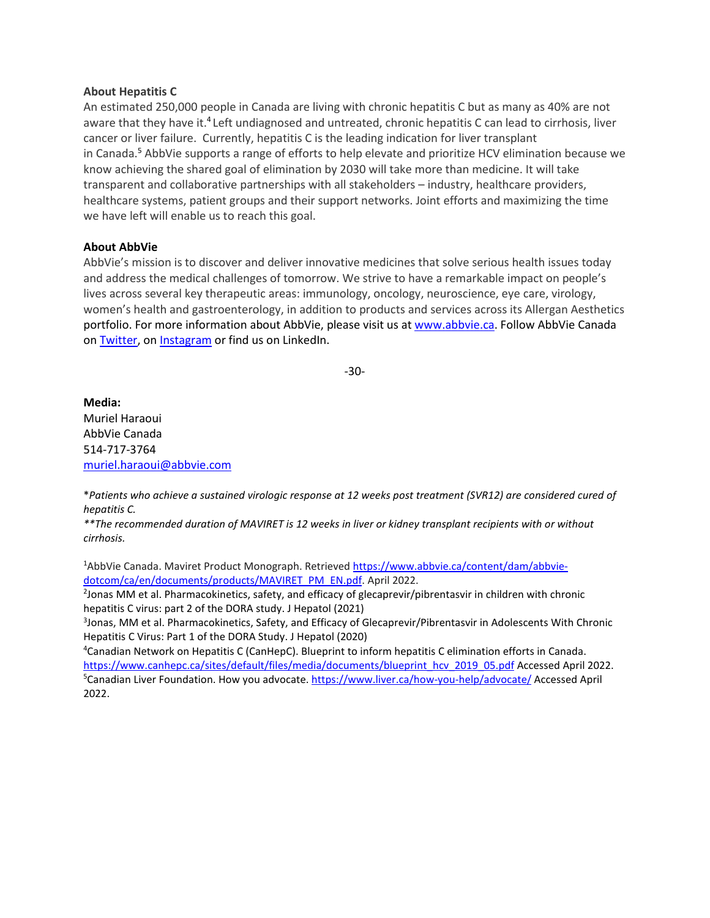**About Hepatitis C**

An estimated 250,000 people in Canada are living with chronic hepatitis C but as many as 40% are not aware that they have it.[4] Left undiagnosed and untreated, chronic hepatitis C can lead to cirrhosis, liver cancer or liver failure. Currently, hepatitis C is the leading indication for liver transplant in Canada.[5] AbbVie supports a range of efforts to help elevate and prioritize HCV elimination because we know achieving the shared goal of elimination by 2030 will take more than medicine. It will take transparent and collaborative partnerships with all stakeholders – industry, healthcare providers, healthcare systems, patient groups and their support networks. Joint efforts and maximizing the time we have left will enable us to reach this goal.

**About AbbVie**

AbbVie's mission is to discover and deliver innovative medicines that solve serious health issues today and address the medical challenges of tomorrow. We strive to have a remarkable impact on people's lives across several key therapeutic areas: immunology, oncology, neuroscience, eye care, virology, women's health and gastroenterology, in addition to products and services across its Allergan Aesthetics portfolio. For more information about AbbVie, please visit us at [www.abbvie.ca](www.abbvie.ca). Follow AbbVie Canada on [Twitter](), on [Instagram]() or find us on LinkedIn.

-30-

**Media:**
Muriel Haraoui
AbbVie Canada
514-717-3764
[muriel.haraoui@abbvie.com](mailto:muriel.haraoui@abbvie.com)

**Patients who achieve a sustained virologic response at 12 weeks post treatment (SVR12) are considered cured of hepatitis C.*

***The recommended duration of MAVIRET is 12 weeks in liver or kidney transplant recipients with or without cirrhosis.*

[1]AbbVie Canada. Maviret Product Monograph. Retrieved [https://www.abbvie.ca/content/dam/abbvie-dotcom/ca/en/documents/products/MAVIRET_PM_EN.pdf](https://www.abbvie.ca/content/dam/abbvie-dotcom/ca/en/documents/products/MAVIRET_PM_EN.pdf). April 2022.
[2]Jonas MM et al. Pharmacokinetics, safety, and efficacy of glecaprevir/pibrentasvir in children with chronic hepatitis C virus: part 2 of the DORA study. J Hepatol (2021)
[3]Jonas, MM et al. Pharmacokinetics, Safety, and Efficacy of Glecaprevir/Pibrentasvir in Adolescents With Chronic Hepatitis C Virus: Part 1 of the DORA Study. J Hepatol (2020)
[4]Canadian Network on Hepatitis C (CanHepC). Blueprint to inform hepatitis C elimination efforts in Canada. [https://www.canhepc.ca/sites/default/files/media/documents/blueprint_hcv_2019_05.pdf](https://www.canhepc.ca/sites/default/files/media/documents/blueprint_hcv_2019_05.pdf) Accessed April 2022.
[5]Canadian Liver Foundation. How you advocate. [https://www.liver.ca/how-you-help/advocate/](https://www.liver.ca/how-you-help/advocate/) Accessed April 2022.